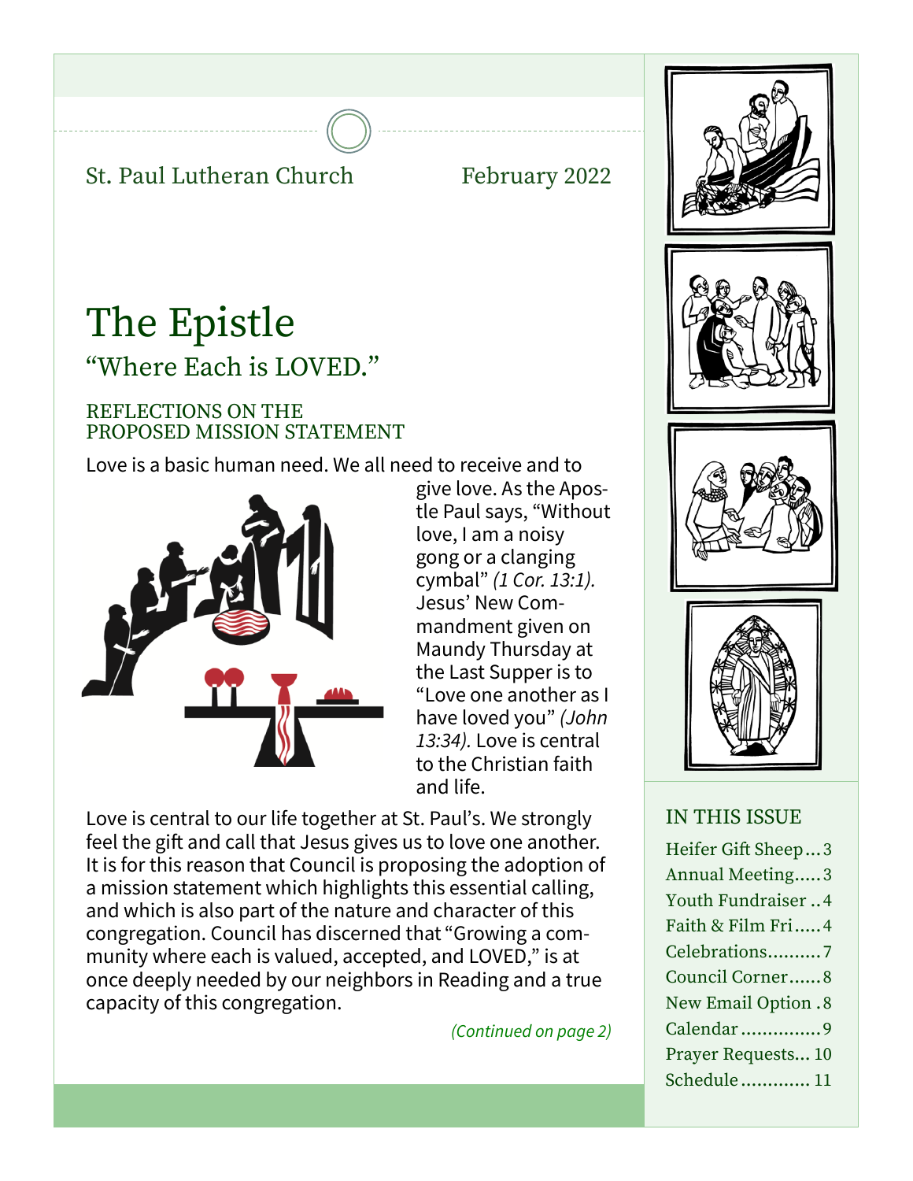St. Paul Lutheran Church    February 2022

# The Epistle

## "Where Each is LOVED."

### REFLECTIONS ON THE PROPOSED MISSION STATEMENT

Love is a basic human need. We all need to receive and to give love. As the Apostle Paul says, "Without love, I am a noisy gong or a clanging cymbal" *(1 Cor. 13:1).* Jesus' New Commandment given on Maundy Thursday at the Last Supper is to "Love one another as I have loved you" *(John 13:34).* Love is central to the Christian faith and life.

Love is central to our life together at St. Paul's. We strongly feel the gift and call that Jesus gives us to love one another. It is for this reason that Council is proposing the adoption of a mission statement which highlights this essential calling, and which is also part of the nature and character of this congregation. Council has discerned that "Growing a community where each is valued, accepted, and LOVED," is at once deeply needed by our neighbors in Reading and a true capacity of this congregation.

*(Continued on page 2)*

### IN THIS ISSUE

- Heifer Gift Sheep...3
- Annual Meeting.....3
- Youth Fundraiser ..4
- Faith & Film Fri.....4
- Celebrations..........7
- Council Corner......8
- New Email Option .8
- Calendar...............9
- Prayer Requests... 10
- Schedule............ 11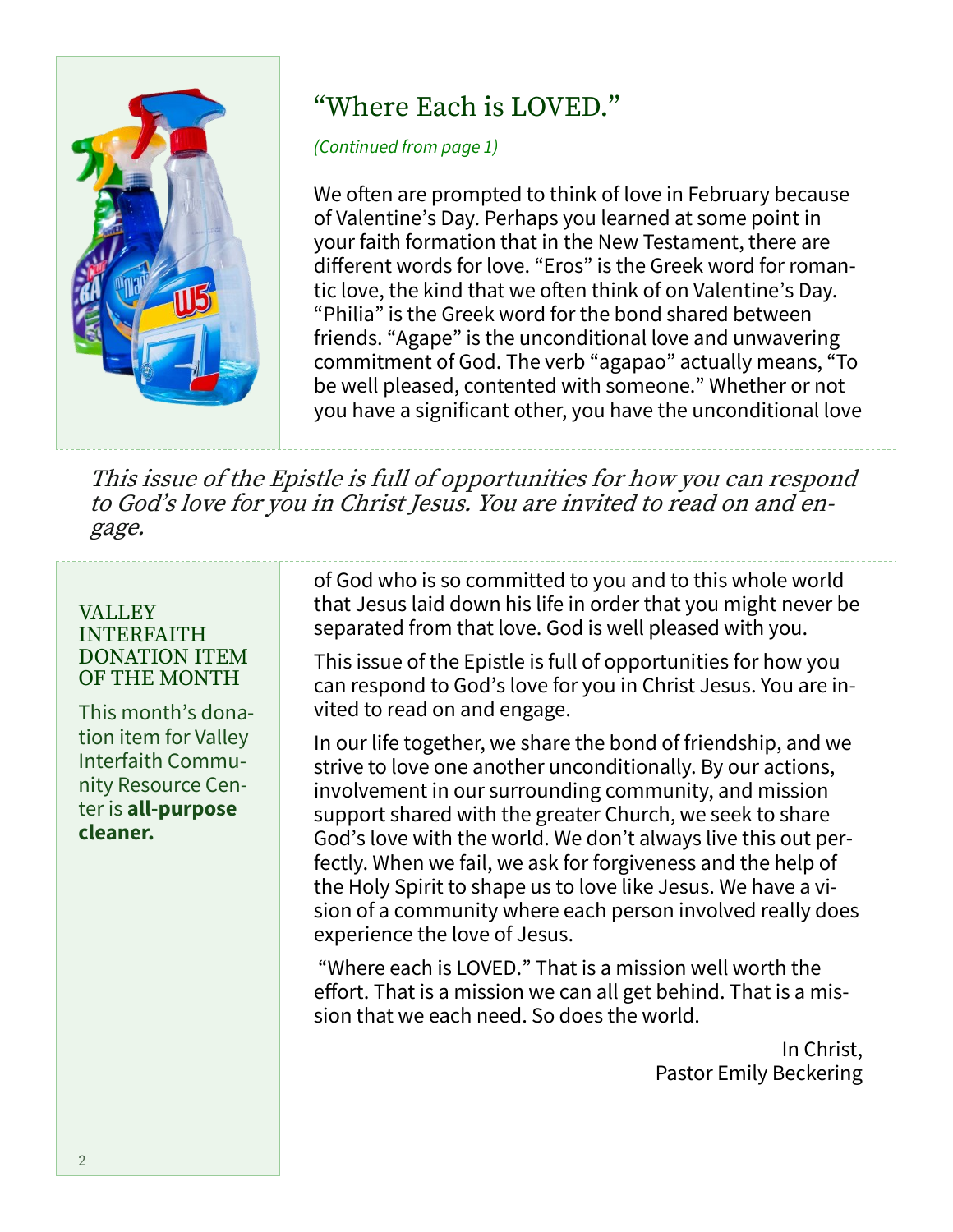## "Where Each is LOVED."

*(Continued from page 1)*

We often are prompted to think of love in February because of Valentine's Day. Perhaps you learned at some point in your faith formation that in the New Testament, there are different words for love. "Eros" is the Greek word for romantic love, the kind that we often think of on Valentine's Day. "Philia" is the Greek word for the bond shared between friends. "Agape" is the unconditional love and unwavering commitment of God. The verb "agapao" actually means, "To be well pleased, contented with someone." Whether or not you have a significant other, you have the unconditional love of God who is so committed to you and to this whole world that Jesus laid down his life in order that you might never be separated from that love. God is well pleased with you.

*This issue of the Epistle is full of opportunities for how you can respond to God's love for you in Christ Jesus. You are invited to read on and engage.*

This issue of the Epistle is full of opportunities for how you can respond to God's love for you in Christ Jesus. You are invited to read on and engage.

In our life together, we share the bond of friendship, and we strive to love one another unconditionally. By our actions, involvement in our surrounding community, and mission support shared with the greater Church, we seek to share God's love with the world. We don't always live this out perfectly. When we fail, we ask for forgiveness and the help of the Holy Spirit to shape us to love like Jesus. We have a vision of a community where each person involved really does experience the love of Jesus.

"Where each is LOVED." That is a mission well worth the effort. That is a mission we can all get behind. That is a mission that we each need. So does the world.

In Christ,
Pastor Emily Beckering

### VALLEY INTERFAITH DONATION ITEM OF THE MONTH

This month's donation item for Valley Interfaith Community Resource Center is **all-purpose cleaner.**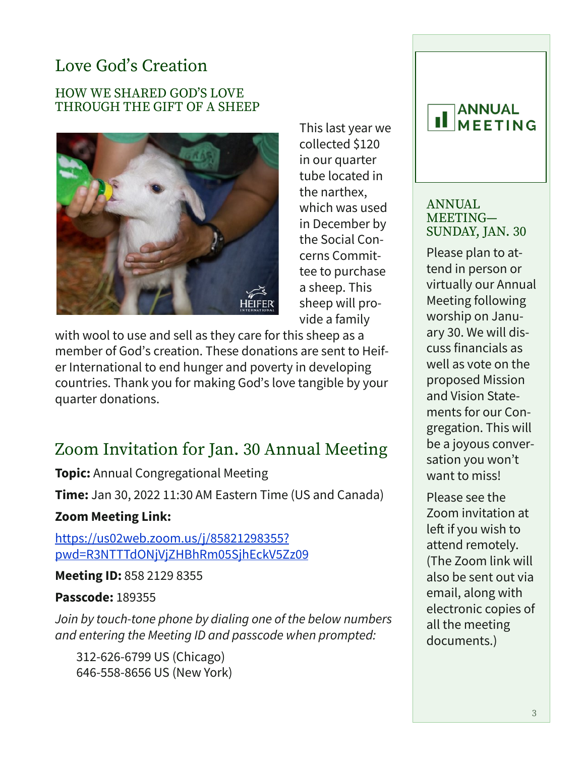# Love God's Creation

## HOW WE SHARED GOD'S LOVE THROUGH THE GIFT OF A SHEEP

This last year we collected $120 in our quarter tube located in the narthex, which was used in December by the Social Concerns Committee to purchase a sheep. This sheep will provide a family with wool to use and sell as they care for this sheep as a member of God's creation. These donations are sent to Heifer International to end hunger and poverty in developing countries. Thank you for making God's love tangible by your quarter donations.

# Zoom Invitation for Jan. 30 Annual Meeting

**Topic:** Annual Congregational Meeting

**Time:** Jan 30, 2022 11:30 AM Eastern Time (US and Canada)

**Zoom Meeting Link:**

https://us02web.zoom.us/j/85821298355?pwd=R3NTTTdONjVjZHBhRm05SjhEckV5Zz09

**Meeting ID:** 858 2129 8355

**Passcode:** 189355

*Join by touch-tone phone by dialing one of the below numbers and entering the Meeting ID and passcode when prompted:*

312-626-6799 US (Chicago)
646-558-8656 US (New York)

## ANNUAL MEETING

### ANNUAL MEETING—SUNDAY, JAN. 30

Please plan to attend in person or virtually our Annual Meeting following worship on January 30. We will discuss financials as well as vote on the proposed Mission and Vision Statements for our Congregation. This will be a joyous conversation you won't want to miss!

Please see the Zoom invitation at left if you wish to attend remotely. (The Zoom link will also be sent out via email, along with electronic copies of all the meeting documents.)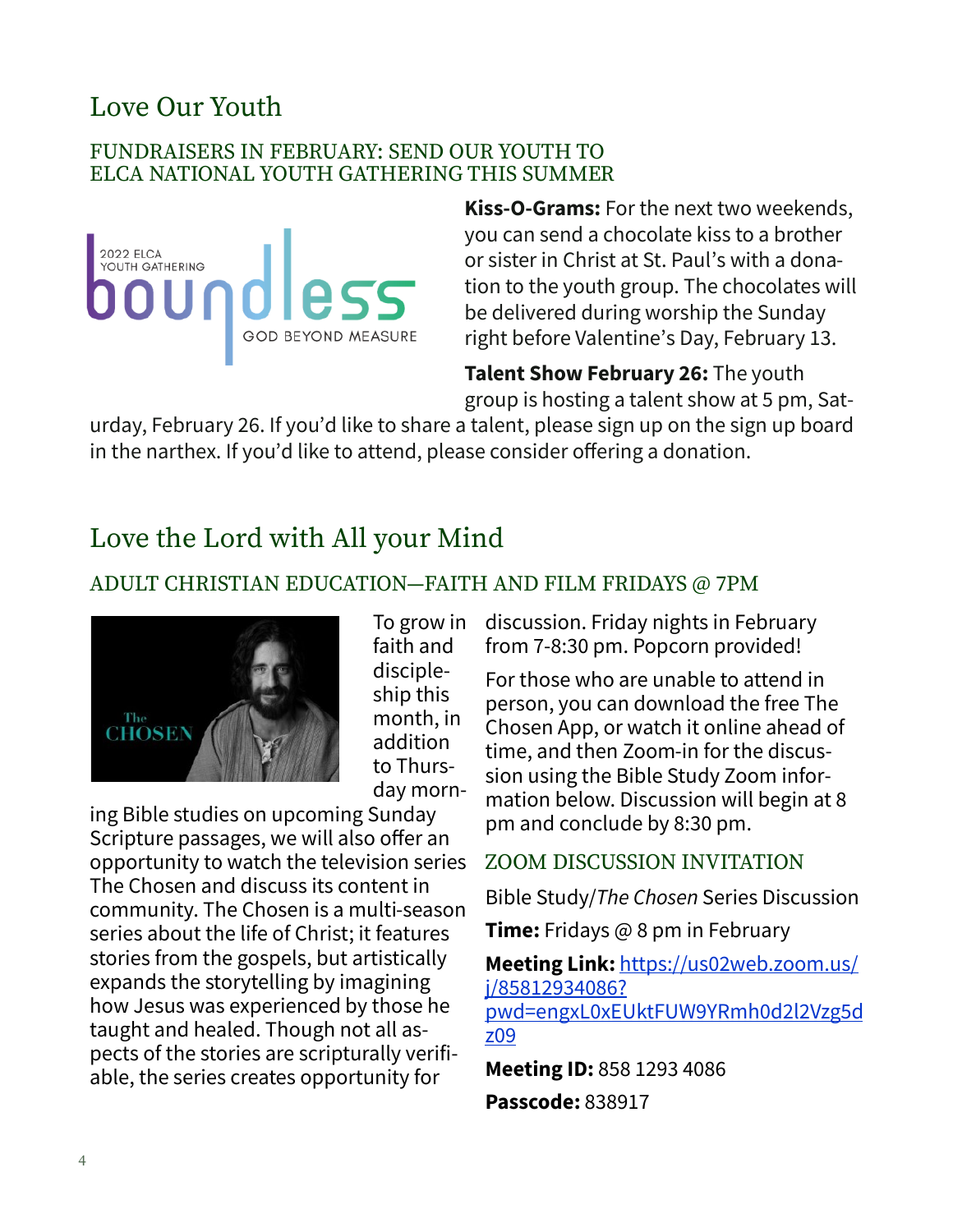## Love Our Youth

### FUNDRAISERS IN FEBRUARY: SEND OUR YOUTH TO ELCA NATIONAL YOUTH GATHERING THIS SUMMER

**Kiss-O-Grams:** For the next two weekends, you can send a chocolate kiss to a brother or sister in Christ at St. Paul's with a donation to the youth group. The chocolates will be delivered during worship the Sunday right before Valentine's Day, February 13.

**Talent Show February 26:** The youth group is hosting a talent show at 5 pm, Saturday, February 26. If you'd like to share a talent, please sign up on the sign up board in the narthex. If you'd like to attend, please consider offering a donation.

## Love the Lord with All your Mind

### ADULT CHRISTIAN EDUCATION—FAITH AND FILM FRIDAYS @ 7PM

To grow in faith and discipleship this month, in addition to Thursday morning Bible studies on upcoming Sunday Scripture passages, we will also offer an opportunity to watch the television series The Chosen and discuss its content in community. The Chosen is a multi-season series about the life of Christ; it features stories from the gospels, but artistically expands the storytelling by imagining how Jesus was experienced by those he taught and healed. Though not all aspects of the stories are scripturally verifiable, the series creates opportunity for discussion. Friday nights in February from 7-8:30 pm. Popcorn provided!

For those who are unable to attend in person, you can download the free The Chosen App, or watch it online ahead of time, and then Zoom-in for the discussion using the Bible Study Zoom information below. Discussion will begin at 8 pm and conclude by 8:30 pm.

### ZOOM DISCUSSION INVITATION

Bible Study/*The Chosen* Series Discussion

**Time:** Fridays @ 8 pm in February

**Meeting Link:** https://us02web.zoom.us/j/85812934086?pwd=engxL0xEUktFUW9YRmh0d2l2Vzg5dz09

**Meeting ID:** 858 1293 4086

**Passcode:** 838917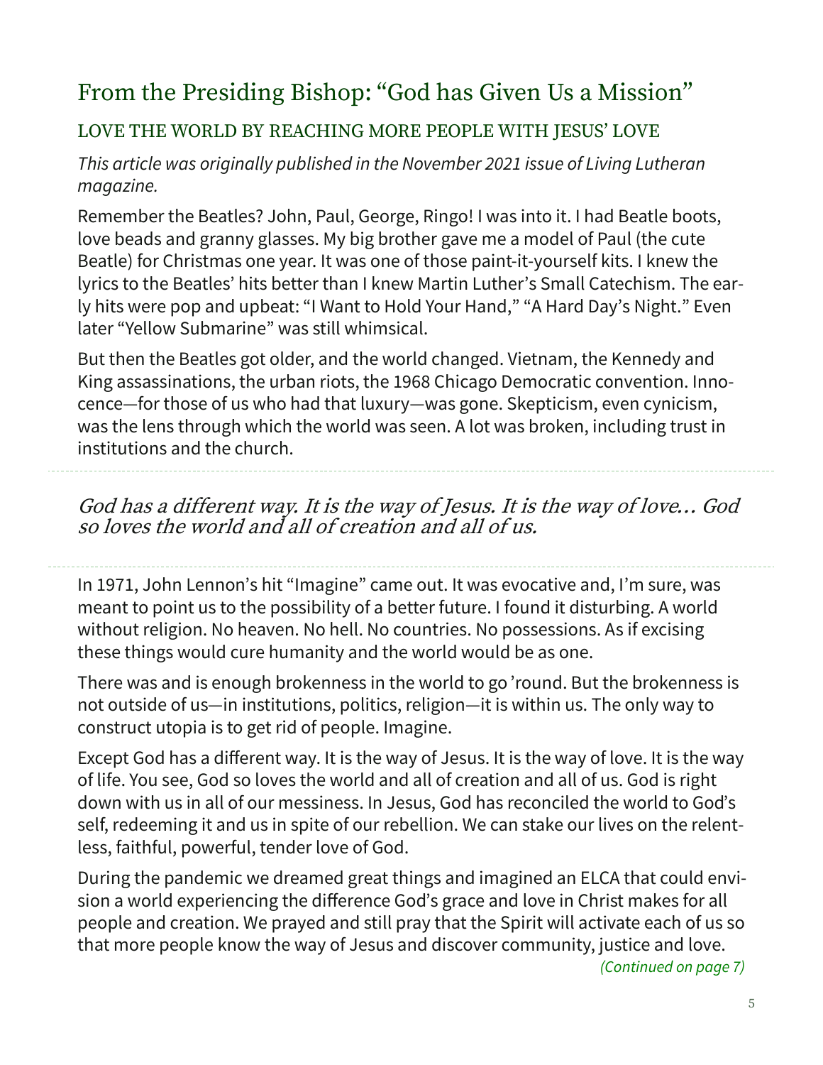# From the Presiding Bishop: "God has Given Us a Mission"

## LOVE THE WORLD BY REACHING MORE PEOPLE WITH JESUS' LOVE

*This article was originally published in the November 2021 issue of Living Lutheran magazine.*

Remember the Beatles? John, Paul, George, Ringo! I was into it. I had Beatle boots, love beads and granny glasses. My big brother gave me a model of Paul (the cute Beatle) for Christmas one year. It was one of those paint-it-yourself kits. I knew the lyrics to the Beatles' hits better than I knew Martin Luther's Small Catechism. The early hits were pop and upbeat: "I Want to Hold Your Hand," "A Hard Day's Night." Even later "Yellow Submarine" was still whimsical.

But then the Beatles got older, and the world changed. Vietnam, the Kennedy and King assassinations, the urban riots, the 1968 Chicago Democratic convention. Innocence—for those of us who had that luxury—was gone. Skepticism, even cynicism, was the lens through which the world was seen. A lot was broken, including trust in institutions and the church.

---

*God has a different way. It is the way of Jesus. It is the way of love… God so loves the world and all of creation and all of us.*

---

In 1971, John Lennon's hit "Imagine" came out. It was evocative and, I'm sure, was meant to point us to the possibility of a better future. I found it disturbing. A world without religion. No heaven. No hell. No countries. No possessions. As if excising these things would cure humanity and the world would be as one.

There was and is enough brokenness in the world to go 'round. But the brokenness is not outside of us—in institutions, politics, religion—it is within us. The only way to construct utopia is to get rid of people. Imagine.

Except God has a different way. It is the way of Jesus. It is the way of love. It is the way of life. You see, God so loves the world and all of creation and all of us. God is right down with us in all of our messiness. In Jesus, God has reconciled the world to God's self, redeeming it and us in spite of our rebellion. We can stake our lives on the relentless, faithful, powerful, tender love of God.

During the pandemic we dreamed great things and imagined an ELCA that could envision a world experiencing the difference God's grace and love in Christ makes for all people and creation. We prayed and still pray that the Spirit will activate each of us so that more people know the way of Jesus and discover community, justice and love.

*(Continued on page 7)*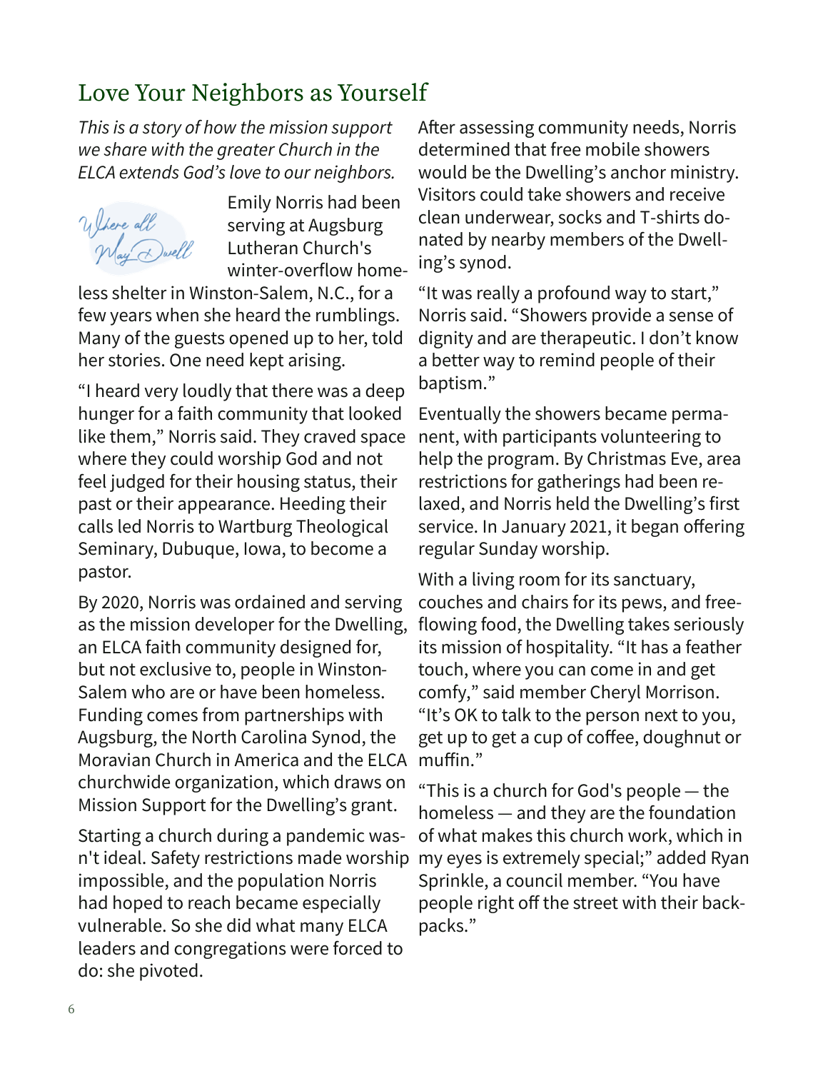# Love Your Neighbors as Yourself

*This is a story of how the mission support we share with the greater Church in the ELCA extends God's love to our neighbors.*

Where all May Dwell

Emily Norris had been serving at Augsburg Lutheran Church's winter-overflow homeless shelter in Winston-Salem, N.C., for a few years when she heard the rumblings. Many of the guests opened up to her, told her stories. One need kept arising.

"I heard very loudly that there was a deep hunger for a faith community that looked like them," Norris said. They craved space where they could worship God and not feel judged for their housing status, their past or their appearance. Heeding their calls led Norris to Wartburg Theological Seminary, Dubuque, Iowa, to become a pastor.

By 2020, Norris was ordained and serving as the mission developer for the Dwelling, an ELCA faith community designed for, but not exclusive to, people in Winston-Salem who are or have been homeless. Funding comes from partnerships with Augsburg, the North Carolina Synod, the Moravian Church in America and the ELCA churchwide organization, which draws on Mission Support for the Dwelling's grant.

Starting a church during a pandemic wasn't ideal. Safety restrictions made worship impossible, and the population Norris had hoped to reach became especially vulnerable. So she did what many ELCA leaders and congregations were forced to do: she pivoted.

After assessing community needs, Norris determined that free mobile showers would be the Dwelling's anchor ministry. Visitors could take showers and receive clean underwear, socks and T-shirts donated by nearby members of the Dwelling's synod.

"It was really a profound way to start," Norris said. "Showers provide a sense of dignity and are therapeutic. I don't know a better way to remind people of their baptism."

Eventually the showers became permanent, with participants volunteering to help the program. By Christmas Eve, area restrictions for gatherings had been relaxed, and Norris held the Dwelling's first service. In January 2021, it began offering regular Sunday worship.

With a living room for its sanctuary, couches and chairs for its pews, and free-flowing food, the Dwelling takes seriously its mission of hospitality. "It has a feather touch, where you can come in and get comfy," said member Cheryl Morrison. "It's OK to talk to the person next to you, get up to get a cup of coffee, doughnut or muffin."

"This is a church for God's people — the homeless — and they are the foundation of what makes this church work, which in my eyes is extremely special;" added Ryan Sprinkle, a council member. "You have people right off the street with their backpacks."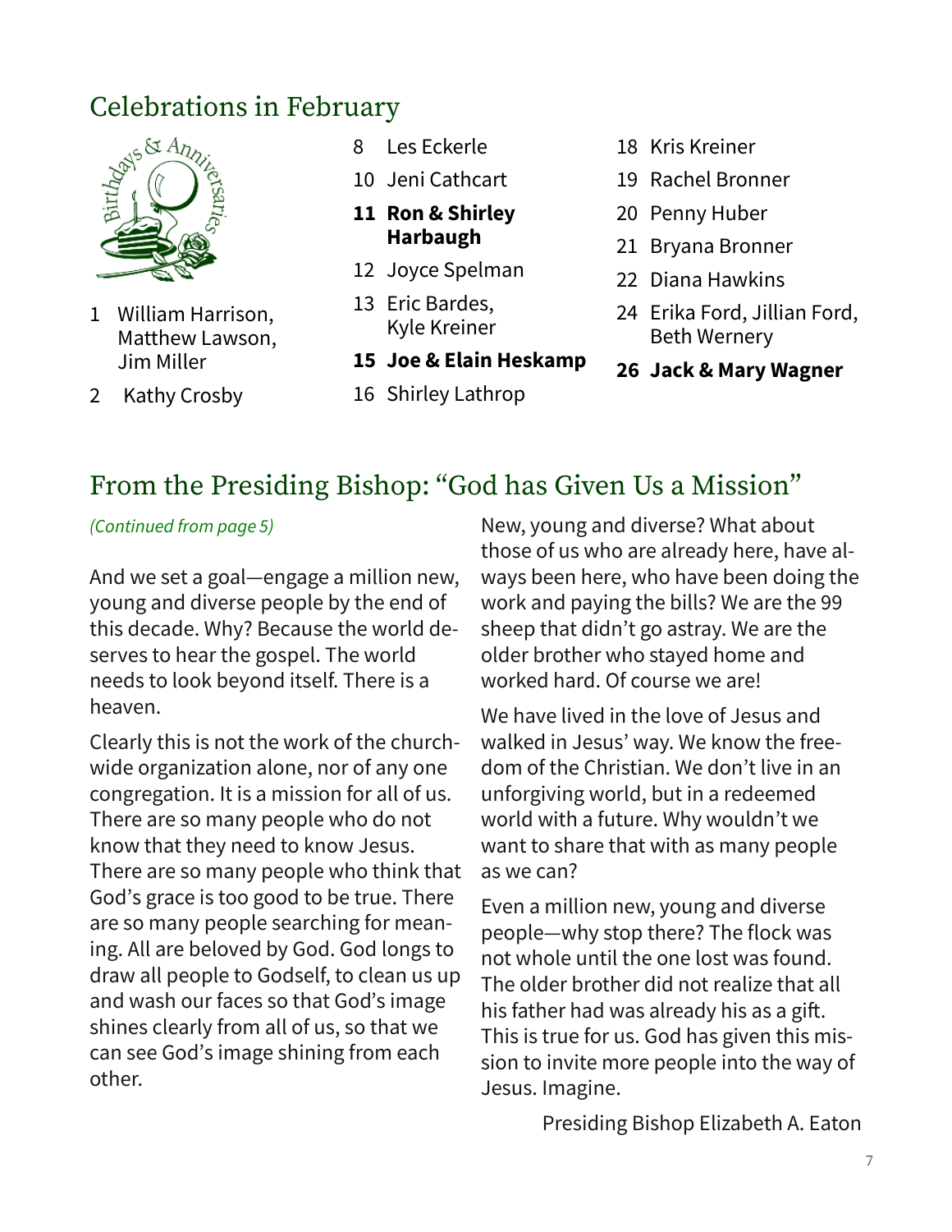## Celebrations in February

1 William Harrison, Matthew Lawson, Jim Miller

2 Kathy Crosby

8 Les Eckerle

10 Jeni Cathcart

**11 Ron & Shirley Harbaugh**

12 Joyce Spelman

13 Eric Bardes, Kyle Kreiner

**15 Joe & Elain Heskamp**

16 Shirley Lathrop

18 Kris Kreiner

19 Rachel Bronner

20 Penny Huber

21 Bryana Bronner

22 Diana Hawkins

24 Erika Ford, Jillian Ford, Beth Wernery

**26 Jack & Mary Wagner**

## From the Presiding Bishop: "God has Given Us a Mission"

*(Continued from page 5)*

And we set a goal—engage a million new, young and diverse people by the end of this decade. Why? Because the world deserves to hear the gospel. The world needs to look beyond itself. There is a heaven.

Clearly this is not the work of the churchwide organization alone, nor of any one congregation. It is a mission for all of us. There are so many people who do not know that they need to know Jesus. There are so many people who think that God's grace is too good to be true. There are so many people searching for meaning. All are beloved by God. God longs to draw all people to Godself, to clean us up and wash our faces so that God's image shines clearly from all of us, so that we can see God's image shining from each other.

New, young and diverse? What about those of us who are already here, have always been here, who have been doing the work and paying the bills? We are the 99 sheep that didn't go astray. We are the older brother who stayed home and worked hard. Of course we are!

We have lived in the love of Jesus and walked in Jesus' way. We know the freedom of the Christian. We don't live in an unforgiving world, but in a redeemed world with a future. Why wouldn't we want to share that with as many people as we can?

Even a million new, young and diverse people—why stop there? The flock was not whole until the one lost was found. The older brother did not realize that all his father had was already his as a gift. This is true for us. God has given this mission to invite more people into the way of Jesus. Imagine.

Presiding Bishop Elizabeth A. Eaton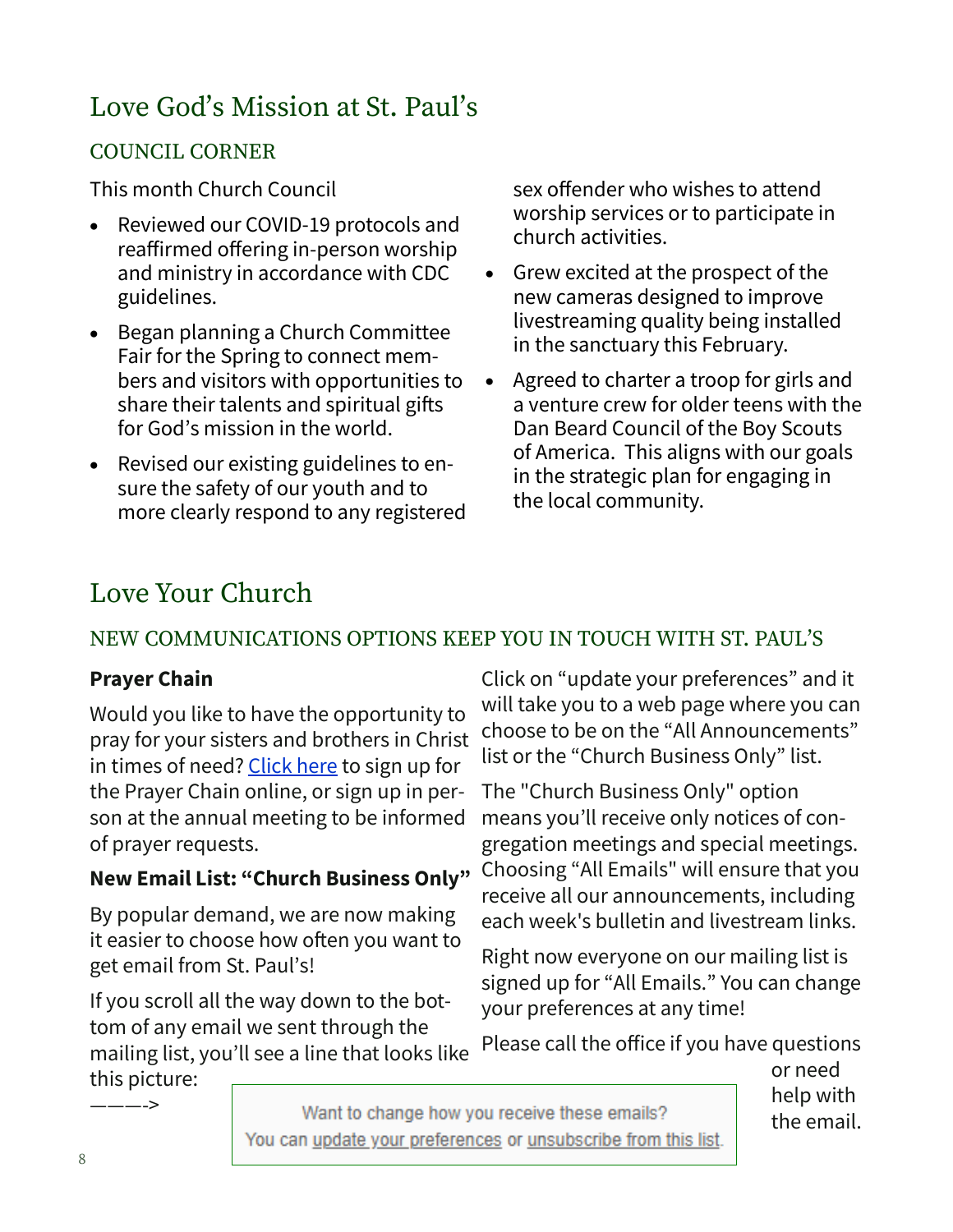# Love God's Mission at St. Paul's

## COUNCIL CORNER

This month Church Council

- Reviewed our COVID-19 protocols and reaffirmed offering in-person worship and ministry in accordance with CDC guidelines.
- Began planning a Church Committee Fair for the Spring to connect members and visitors with opportunities to share their talents and spiritual gifts for God's mission in the world.
- Revised our existing guidelines to ensure the safety of our youth and to more clearly respond to any registered sex offender who wishes to attend worship services or to participate in church activities.
- Grew excited at the prospect of the new cameras designed to improve livestreaming quality being installed in the sanctuary this February.
- Agreed to charter a troop for girls and a venture crew for older teens with the Dan Beard Council of the Boy Scouts of America. This aligns with our goals in the strategic plan for engaging in the local community.

# Love Your Church

## NEW COMMUNICATIONS OPTIONS KEEP YOU IN TOUCH WITH ST. PAUL'S

**Prayer Chain**

Would you like to have the opportunity to pray for your sisters and brothers in Christ in times of need? Click here to sign up for the Prayer Chain online, or sign up in person at the annual meeting to be informed of prayer requests.

**New Email List: "Church Business Only"**

By popular demand, we are now making it easier to choose how often you want to get email from St. Paul's!

If you scroll all the way down to the bottom of any email we sent through the mailing list, you'll see a line that looks like this picture:

———>

Want to change how you receive these emails?
You can update your preferences or unsubscribe from this list.

Click on "update your preferences" and it will take you to a web page where you can choose to be on the "All Announcements" list or the "Church Business Only" list.

The "Church Business Only" option means you'll receive only notices of congregation meetings and special meetings. Choosing "All Emails" will ensure that you receive all our announcements, including each week's bulletin and livestream links.

Right now everyone on our mailing list is signed up for "All Emails." You can change your preferences at any time!

Please call the office if you have questions or need help with the email.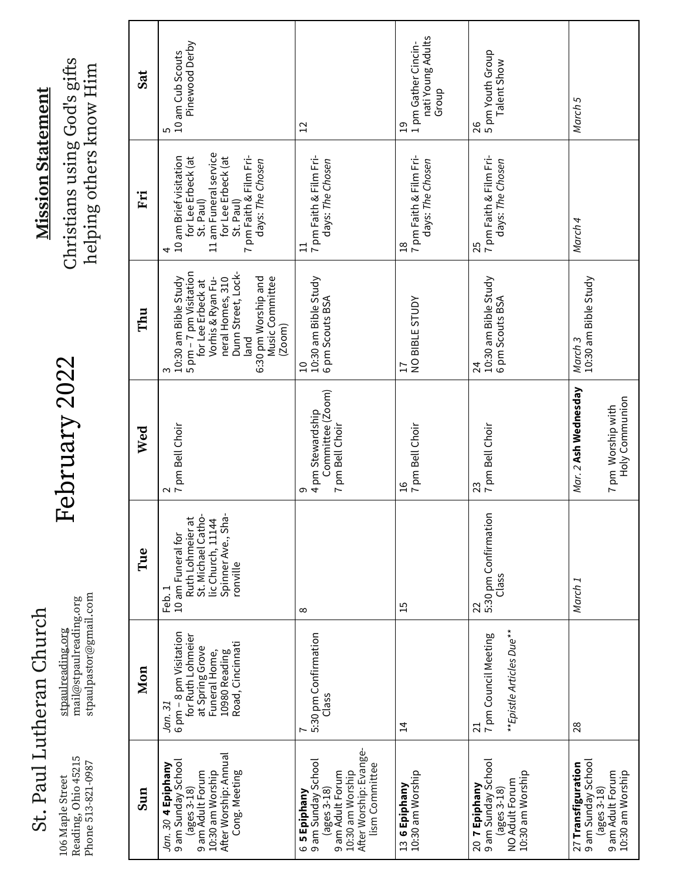# St. Paul Lutheran Church

106 Maple Street
Reading, Ohio 45215
Phone 513-821-0987

stpaulreading.org
mail@stpaulreading.org
stpaulpastor@gmail.com

# February 2022

## Mission Statement

Christians using God's gifts helping others know Him

| Sun | Mon | Tue | Wed | Thu | Fri | Sat |
|---|---|---|---|---|---|---|
| *Jan. 30* **4 Epiphany**<br>9 am Sunday School (ages 3-18)<br>9 am Adult Forum<br>10:30 am Worship<br>After Worship: Annual Cong. Meeting | *Jan. 31*<br>6 pm – 8 pm Visitation for Ruth Lohmeier at Spring Grove Funeral Home, 10980 Reading Road, Cincinnati | Feb. 1<br>10 am Funeral for Ruth Lohmeier at St. Michael Catholic Church, 11144 Spinner Ave., Sharonville | 2<br>7 pm Bell Choir | 3<br>10:30 am Bible Study<br>5 pm – 7 pm Visitation for Lee Erbeck at Vorhis & Ryan Funeral Homes, 310 Dunn Street, Lockland<br>6:30 pm Worship and Music Committee (Zoom) | 4<br>10 am Brief visitation for Lee Erbeck (at St. Paul)<br>11 am Funeral service for Lee Erbeck (at St. Paul)<br>7 pm Faith & Film Fridays: *The Chosen* | 5<br>10 am Cub Scouts Pinewood Derby |
| 6 **5 Epiphany**<br>9 am Sunday School (ages 3-18)<br>9 am Adult Forum<br>10:30 am Worship<br>After Worship: Evangelism Committee | 7<br>5:30 pm Confirmation Class | 8 | 9<br>4 pm Stewardship Committee (Zoom)<br>7 pm Bell Choir | 10<br>10:30 am Bible Study<br>6 pm Scouts BSA | 11<br>7 pm Faith & Film Fridays: *The Chosen* | 12 |
| 13 **6 Epiphany**<br>10:30 am Worship | 14 | 15 | 16<br>7 pm Bell Choir | 17<br>NO BIBLE STUDY | 18<br>7 pm Faith & Film Fridays: *The Chosen* | 19<br>1 pm Gather Cincinnati Young Adults Group |
| 20 **7 Epiphany**<br>9 am Sunday School (ages 3-18)<br>NO Adult Forum<br>10:30 am Worship | 21<br>7 pm Council Meeting<br>***Epistle Articles Due*** | 22<br>5:30 pm Confirmation Class | 23<br>7 pm Bell Choir | 24<br>10:30 am Bible Study<br>6 pm Scouts BSA | 25<br>7 pm Faith & Film Fridays: *The Chosen* | 26<br>5 pm Youth Group Talent Show |
| 27 **Transfiguration**<br>9 am Sunday School (ages 3-18)<br>9 am Adult Forum<br>10:30 am Worship | 28 | *March 1* | *Mar. 2* **Ash Wednesday**<br>7 pm Worship with Holy Communion | *March 3*<br>10:30 am Bible Study | *March 4* | *March 5* |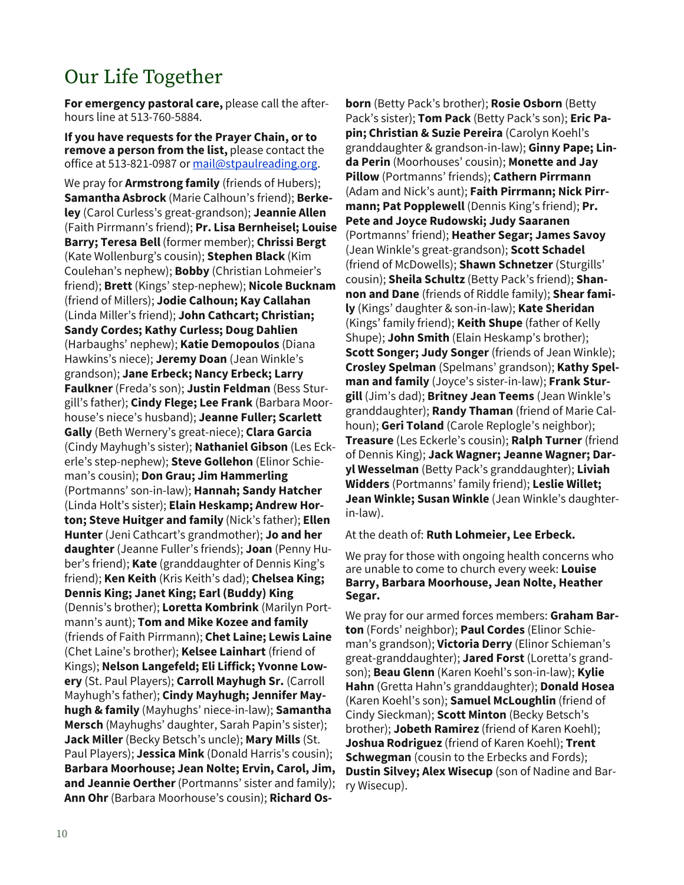# Our Life Together

**For emergency pastoral care,** please call the after-hours line at 513-760-5884.

**If you have requests for the Prayer Chain, or to remove a person from the list,** please contact the office at 513-821-0987 or mail@stpaulreading.org.

We pray for **Armstrong family** (friends of Hubers); **Samantha Asbrock** (Marie Calhoun's friend); **Berkeley** (Carol Curless's great-grandson); **Jeannie Allen** (Faith Pirrmann's friend); **Pr. Lisa Bernheisel; Louise Barry; Teresa Bell** (former member); **Chrissi Bergt** (Kate Wollenburg's cousin); **Stephen Black** (Kim Coulehan's nephew); **Bobby** (Christian Lohmeier's friend); **Brett** (Kings' step-nephew); **Nicole Bucknam** (friend of Millers); **Jodie Calhoun; Kay Callahan** (Linda Miller's friend); **John Cathcart; Christian; Sandy Cordes; Kathy Curless; Doug Dahlien** (Harbaughs' nephew); **Katie Demopoulos** (Diana Hawkins's niece); **Jeremy Doan** (Jean Winkle's grandson); **Jane Erbeck; Nancy Erbeck; Larry Faulkner** (Freda's son); **Justin Feldman** (Bess Sturgill's father); **Cindy Flege; Lee Frank** (Barbara Moorhouse's niece's husband); **Jeanne Fuller; Scarlett Gally** (Beth Wernery's great-niece); **Clara Garcia** (Cindy Mayhugh's sister); **Nathaniel Gibson** (Les Eckerle's step-nephew); **Steve Gollehon** (Elinor Schieman's cousin); **Don Grau; Jim Hammerling** (Portmanns' son-in-law); **Hannah; Sandy Hatcher** (Linda Holt's sister); **Elain Heskamp; Andrew Horton; Steve Huitger and family** (Nick's father); **Ellen Hunter** (Jeni Cathcart's grandmother); **Jo and her daughter** (Jeanne Fuller's friends); **Joan** (Penny Huber's friend); **Kate** (granddaughter of Dennis King's friend); **Ken Keith** (Kris Keith's dad); **Chelsea King; Dennis King; Janet King; Earl (Buddy) King** (Dennis's brother); **Loretta Kombrink** (Marilyn Portmann's aunt); **Tom and Mike Kozee and family** (friends of Faith Pirrmann); **Chet Laine; Lewis Laine** (Chet Laine's brother); **Kelsee Lainhart** (friend of Kings); **Nelson Langefeld; Eli Liffick; Yvonne Lowery** (St. Paul Players); **Carroll Mayhugh Sr.** (Carroll Mayhugh's father); **Cindy Mayhugh; Jennifer Mayhugh & family** (Mayhughs' niece-in-law); **Samantha Mersch** (Mayhughs' daughter, Sarah Papin's sister); **Jack Miller** (Becky Betsch's uncle); **Mary Mills** (St. Paul Players); **Jessica Mink** (Donald Harris's cousin); **Barbara Moorhouse; Jean Nolte; Ervin, Carol, Jim, and Jeannie Oerther** (Portmanns' sister and family); **Ann Ohr** (Barbara Moorhouse's cousin); **Richard Osborn** (Betty Pack's brother); **Rosie Osborn** (Betty Pack's sister); **Tom Pack** (Betty Pack's son); **Eric Papin; Christian & Suzie Pereira** (Carolyn Koehl's granddaughter & grandson-in-law); **Ginny Pape; Linda Perin** (Moorhouses' cousin); **Monette and Jay Pillow** (Portmanns' friends); **Cathern Pirrmann** (Adam and Nick's aunt); **Faith Pirrmann; Nick Pirrmann; Pat Popplewell** (Dennis King's friend); **Pr. Pete and Joyce Rudowski; Judy Saaranen** (Portmanns' friend); **Heather Segar; James Savoy** (Jean Winkle's great-grandson); **Scott Schadel** (friend of McDowells); **Shawn Schnetzer** (Sturgills' cousin); **Sheila Schultz** (Betty Pack's friend); **Shannon and Dane** (friends of Riddle family); **Shear family** (Kings' daughter & son-in-law); **Kate Sheridan** (Kings' family friend); **Keith Shupe** (father of Kelly Shupe); **John Smith** (Elain Heskamp's brother); **Scott Songer; Judy Songer** (friends of Jean Winkle); **Crosley Spelman** (Spelmans' grandson); **Kathy Spelman and family** (Joyce's sister-in-law); **Frank Sturgill** (Jim's dad); **Britney Jean Teems** (Jean Winkle's granddaughter); **Randy Thaman** (friend of Marie Calhoun); **Geri Toland** (Carole Replogle's neighbor); **Treasure** (Les Eckerle's cousin); **Ralph Turner** (friend of Dennis King); **Jack Wagner; Jeanne Wagner; Daryl Wesselman** (Betty Pack's granddaughter); **Liviah Widders** (Portmanns' family friend); **Leslie Willet; Jean Winkle; Susan Winkle** (Jean Winkle's daughter-in-law).

At the death of: **Ruth Lohmeier, Lee Erbeck.**

We pray for those with ongoing health concerns who are unable to come to church every week: **Louise Barry, Barbara Moorhouse, Jean Nolte, Heather Segar.**

We pray for our armed forces members: **Graham Barton** (Fords' neighbor); **Paul Cordes** (Elinor Schieman's grandson); **Victoria Derry** (Elinor Schieman's great-granddaughter); **Jared Forst** (Loretta's grandson); **Beau Glenn** (Karen Koehl's son-in-law); **Kylie Hahn** (Gretta Hahn's granddaughter); **Donald Hosea** (Karen Koehl's son); **Samuel McLoughlin** (friend of Cindy Sieckman); **Scott Minton** (Becky Betsch's brother); **Jobeth Ramirez** (friend of Karen Koehl); **Joshua Rodriguez** (friend of Karen Koehl); **Trent Schwegman** (cousin to the Erbecks and Fords); **Dustin Silvey; Alex Wisecup** (son of Nadine and Barry Wisecup).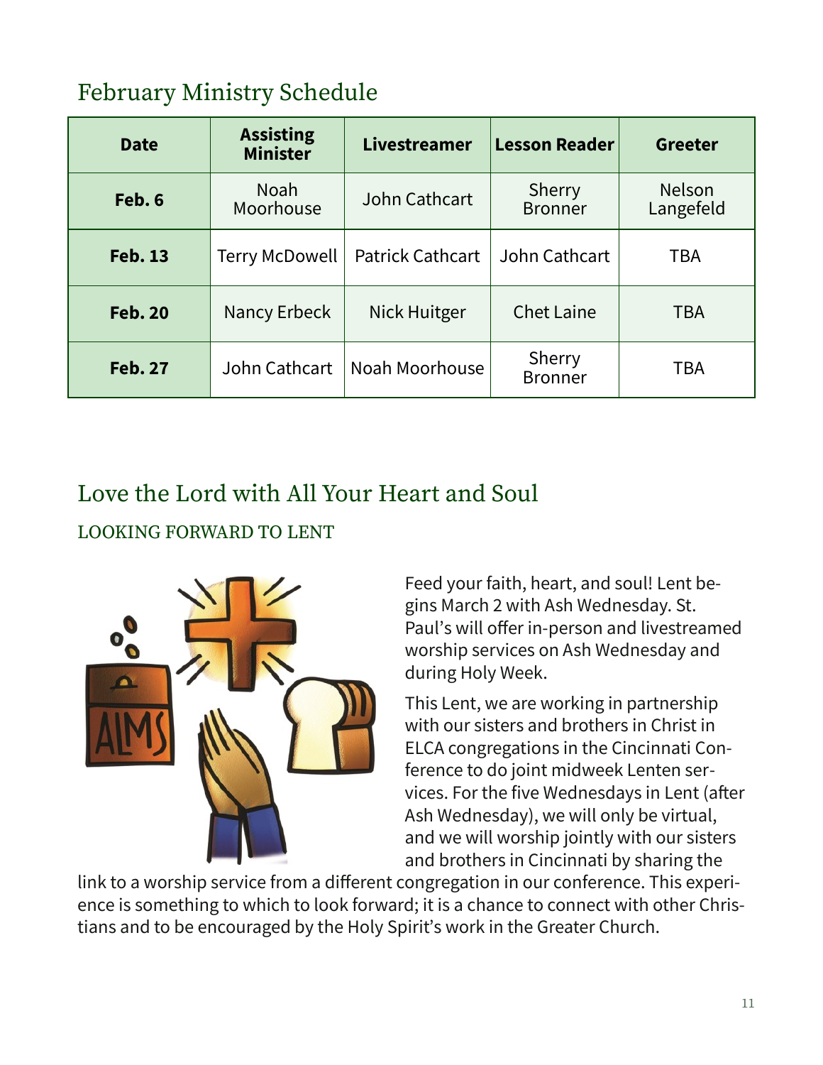## February Ministry Schedule

| Date | Assisting Minister | Livestreamer | Lesson Reader | Greeter |
|---|---|---|---|---|
| **Feb. 6** | Noah Moorhouse | John Cathcart | Sherry Bronner | Nelson Langefeld |
| **Feb. 13** | Terry McDowell | Patrick Cathcart | John Cathcart | TBA |
| **Feb. 20** | Nancy Erbeck | Nick Huitger | Chet Laine | TBA |
| **Feb. 27** | John Cathcart | Noah Moorhouse | Sherry Bronner | TBA |

## Love the Lord with All Your Heart and Soul

### LOOKING FORWARD TO LENT

Feed your faith, heart, and soul! Lent begins March 2 with Ash Wednesday. St. Paul's will offer in-person and livestreamed worship services on Ash Wednesday and during Holy Week.

This Lent, we are working in partnership with our sisters and brothers in Christ in ELCA congregations in the Cincinnati Conference to do joint midweek Lenten services. For the five Wednesdays in Lent (after Ash Wednesday), we will only be virtual, and we will worship jointly with our sisters and brothers in Cincinnati by sharing the link to a worship service from a different congregation in our conference. This experience is something to which to look forward; it is a chance to connect with other Christians and to be encouraged by the Holy Spirit's work in the Greater Church.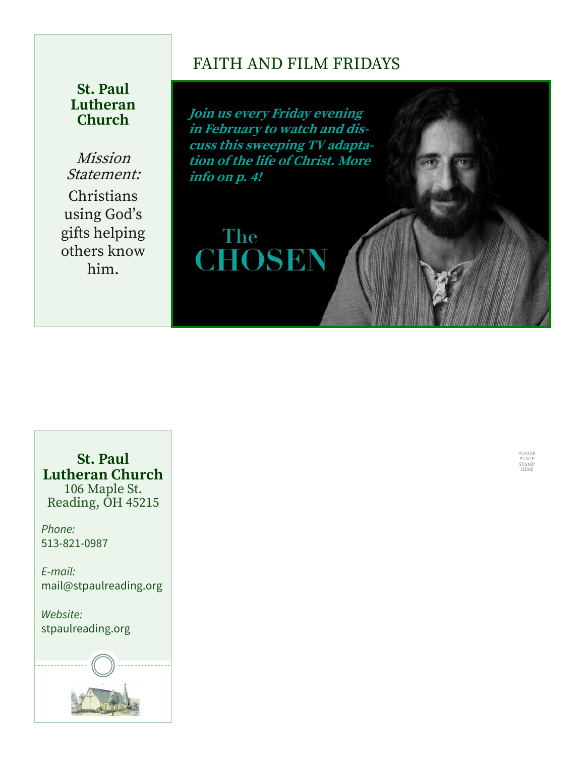**St. Paul Lutheran Church**

*Mission Statement:*

Christians using God's gifts helping others know him.

## FAITH AND FILM FRIDAYS

***Join us every Friday evening in February to watch and discuss this sweeping TV adaptation of the life of Christ. More info on p. 4!***

The CHOSEN

**St. Paul Lutheran Church**
106 Maple St.
Reading, OH 45215

*Phone:*
513-821-0987

*E-mail:*
mail@stpaulreading.org

*Website:*
stpaulreading.org

PLEASE PLACE STAMP HERE